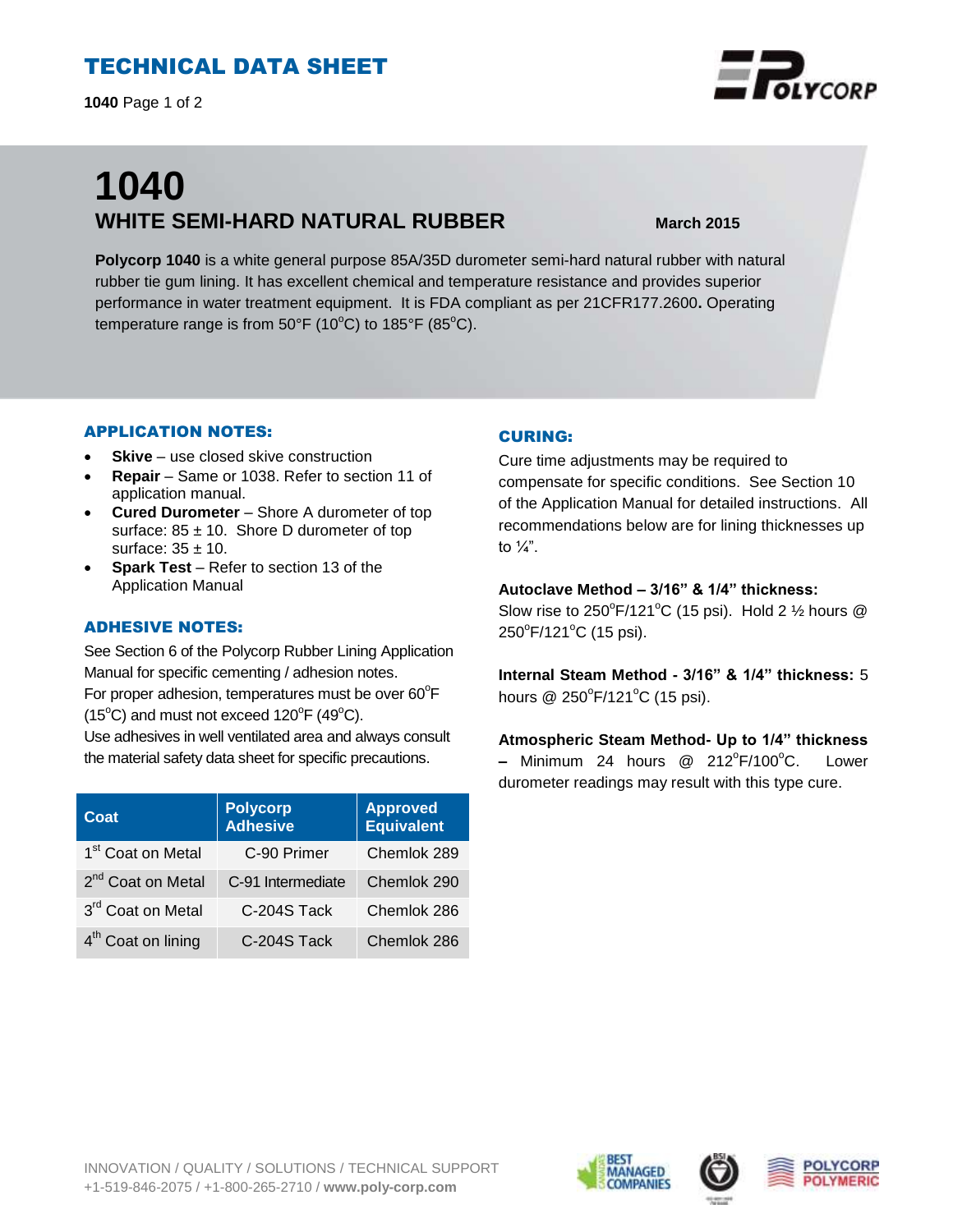# TECHNICAL DATA SHEET

# 1040

## WHITE SEMI-HARD NATURAL RUBBER

**March 2015**

**Polycorp 1040** is a white general purpose 85A/35D durometer semi-hard natural rubber with natural rubber tie gum lining. It has excellent chemical and temperature resistance and provides superior performance in water treatment equipment. It is FDA compliant as per 21CFR177.2600**.** Operating temperature range is from 50°F (10°C) to 185°F (85°C).

### APPLICATION NOTES:

- **Skive** – use closed skive construction
- **Repair** – Same or 1038. Refer to section 11 of application manual.
- **Cured Durometer** – Shore A durometer of top surface: 85 ± 10. Shore D durometer of top surface: 35 ± 10.
- **Spark Test** – Refer to section 13 of the Application Manual

### ADHESIVE NOTES:

See Section 6 of the Polycorp Rubber Lining Application Manual for specific cementing / adhesion notes.
For proper adhesion, temperatures must be over 60°F (15°C) and must not exceed 120°F (49°C).
Use adhesives in well ventilated area and always consult the material safety data sheet for specific precautions.

| Coat | Polycorp Adhesive | Approved Equivalent |
|---|---|---|
| 1st Coat on Metal | C-90 Primer | Chemlok 289 |
| 2nd Coat on Metal | C-91 Intermediate | Chemlok 290 |
| 3rd Coat on Metal | C-204S Tack | Chemlok 286 |
| 4th Coat on lining | C-204S Tack | Chemlok 286 |

### CURING:

Cure time adjustments may be required to compensate for specific conditions. See Section 10 of the Application Manual for detailed instructions. All recommendations below are for lining thicknesses up to ¼".

**Autoclave Method – 3/16" & 1/4" thickness:**
Slow rise to 250°F/121°C (15 psi). Hold 2 ½ hours @ 250°F/121°C (15 psi).

**Internal Steam Method - 3/16" & 1/4" thickness:** 5 hours @ 250°F/121°C (15 psi).

**Atmospheric Steam Method- Up to 1/4" thickness –** Minimum 24 hours @ 212°F/100°C. Lower durometer readings may result with this type cure.

INNOVATION / QUALITY / SOLUTIONS / TECHNICAL SUPPORT
+1-519-846-2075 / +1-800-265-2710 / **www.poly-corp.com**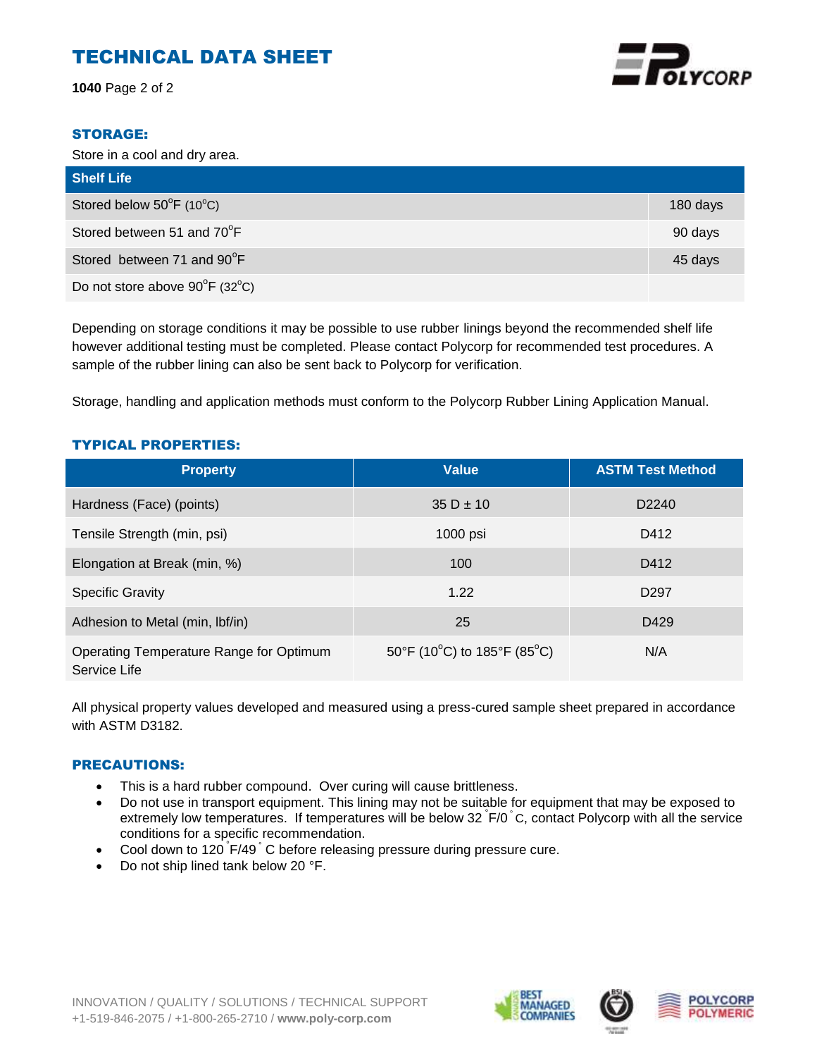## STORAGE:

Store in a cool and dry area.

| Shelf Life | |
|---|---|
| Stored below 50°F (10°C) | 180 days |
| Stored between 51 and 70°F | 90 days |
| Stored between 71 and 90°F | 45 days |
| Do not store above 90°F (32°C) | |

Depending on storage conditions it may be possible to use rubber linings beyond the recommended shelf life however additional testing must be completed. Please contact Polycorp for recommended test procedures. A sample of the rubber lining can also be sent back to Polycorp for verification.

Storage, handling and application methods must conform to the Polycorp Rubber Lining Application Manual.

## TYPICAL PROPERTIES:

| Property | Value | ASTM Test Method |
|---|---|---|
| Hardness (Face) (points) | 35 D ± 10 | D2240 |
| Tensile Strength (min, psi) | 1000 psi | D412 |
| Elongation at Break (min, %) | 100 | D412 |
| Specific Gravity | 1.22 | D297 |
| Adhesion to Metal (min, lbf/in) | 25 | D429 |
| Operating Temperature Range for Optimum Service Life | 50°F (10°C) to 185°F (85°C) | N/A |

All physical property values developed and measured using a press-cured sample sheet prepared in accordance with ASTM D3182.

## PRECAUTIONS:

- This is a hard rubber compound. Over curing will cause brittleness.
- Do not use in transport equipment. This lining may not be suitable for equipment that may be exposed to extremely low temperatures. If temperatures will be below 32 °F/0 °C, contact Polycorp with all the service conditions for a specific recommendation.
- Cool down to 120 °F/49 °C before releasing pressure during pressure cure.
- Do not ship lined tank below 20 °F.